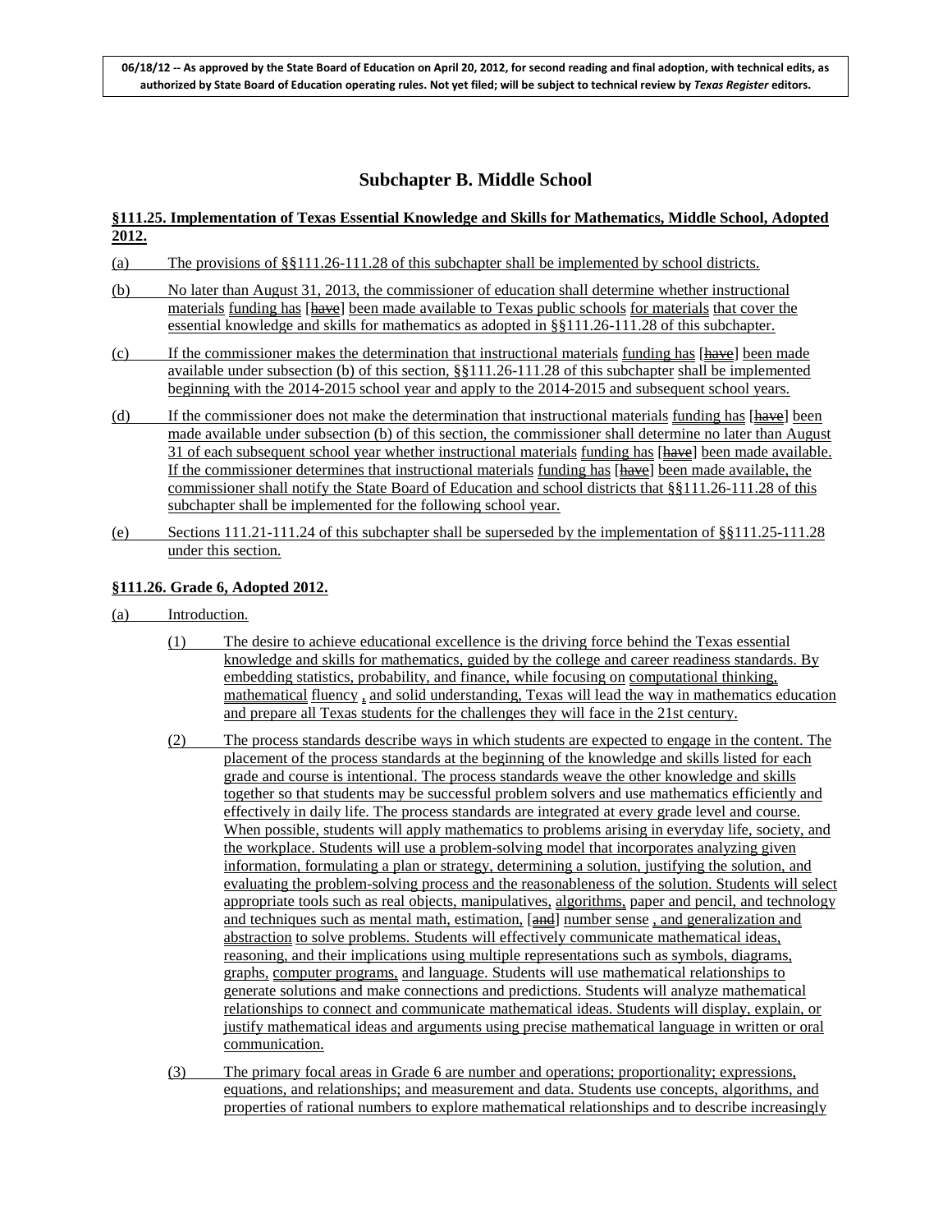06/18/12 -- As approved by the State Board of Education on April 20, 2012, for second reading and final adoption, with technical edits, as authorized by State Board of Education operating rules. Not yet filed; will be subject to technical review by *Texas Register* editors.

## Subchapter B. Middle School

### §111.25. Implementation of Texas Essential Knowledge and Skills for Mathematics, Middle School, Adopted 2012.

(a) The provisions of §§111.26-111.28 of this subchapter shall be implemented by school districts.

(b) No later than August 31, 2013, the commissioner of education shall determine whether instructional materials funding has [~~have~~] been made available to Texas public schools for materials that cover the essential knowledge and skills for mathematics as adopted in §§111.26-111.28 of this subchapter.

(c) If the commissioner makes the determination that instructional materials funding has [~~have~~] been made available under subsection (b) of this section, §§111.26-111.28 of this subchapter shall be implemented beginning with the 2014-2015 school year and apply to the 2014-2015 and subsequent school years.

(d) If the commissioner does not make the determination that instructional materials funding has [~~have~~] been made available under subsection (b) of this section, the commissioner shall determine no later than August 31 of each subsequent school year whether instructional materials funding has [~~have~~] been made available. If the commissioner determines that instructional materials funding has [~~have~~] been made available, the commissioner shall notify the State Board of Education and school districts that §§111.26-111.28 of this subchapter shall be implemented for the following school year.

(e) Sections 111.21-111.24 of this subchapter shall be superseded by the implementation of §§111.25-111.28 under this section.

### §111.26. Grade 6, Adopted 2012.

(a) Introduction.

(1) The desire to achieve educational excellence is the driving force behind the Texas essential knowledge and skills for mathematics, guided by the college and career readiness standards. By embedding statistics, probability, and finance, while focusing on computational thinking, mathematical fluency , and solid understanding, Texas will lead the way in mathematics education and prepare all Texas students for the challenges they will face in the 21st century.

(2) The process standards describe ways in which students are expected to engage in the content. The placement of the process standards at the beginning of the knowledge and skills listed for each grade and course is intentional. The process standards weave the other knowledge and skills together so that students may be successful problem solvers and use mathematics efficiently and effectively in daily life. The process standards are integrated at every grade level and course. When possible, students will apply mathematics to problems arising in everyday life, society, and the workplace. Students will use a problem-solving model that incorporates analyzing given information, formulating a plan or strategy, determining a solution, justifying the solution, and evaluating the problem-solving process and the reasonableness of the solution. Students will select appropriate tools such as real objects, manipulatives, algorithms, paper and pencil, and technology and techniques such as mental math, estimation, [~~and~~] number sense , and generalization and abstraction to solve problems. Students will effectively communicate mathematical ideas, reasoning, and their implications using multiple representations such as symbols, diagrams, graphs, computer programs, and language. Students will use mathematical relationships to generate solutions and make connections and predictions. Students will analyze mathematical relationships to connect and communicate mathematical ideas. Students will display, explain, or justify mathematical ideas and arguments using precise mathematical language in written or oral communication.

(3) The primary focal areas in Grade 6 are number and operations; proportionality; expressions, equations, and relationships; and measurement and data. Students use concepts, algorithms, and properties of rational numbers to explore mathematical relationships and to describe increasingly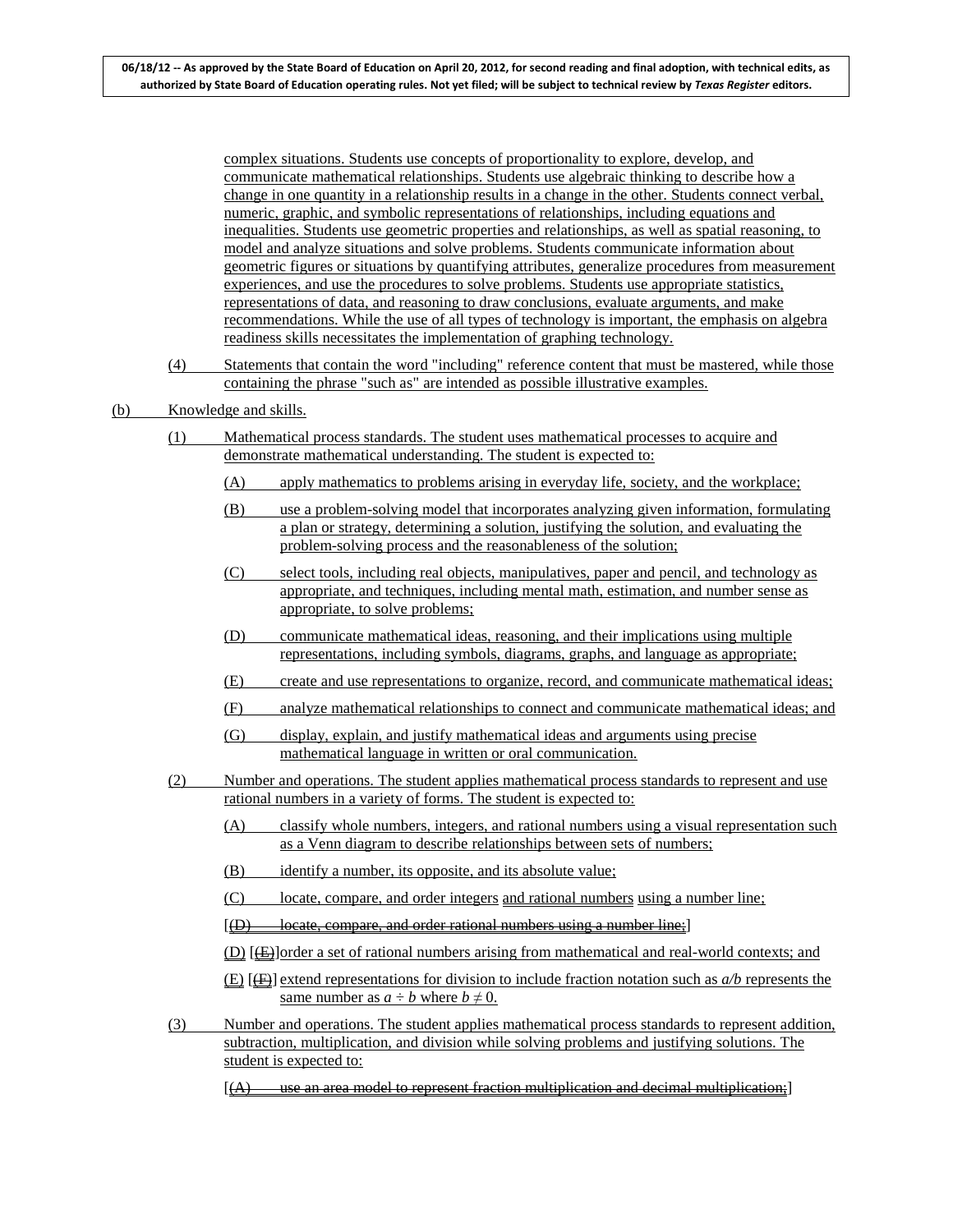complex situations. Students use concepts of proportionality to explore, develop, and communicate mathematical relationships. Students use algebraic thinking to describe how a change in one quantity in a relationship results in a change in the other. Students connect verbal, numeric, graphic, and symbolic representations of relationships, including equations and inequalities. Students use geometric properties and relationships, as well as spatial reasoning, to model and analyze situations and solve problems. Students communicate information about geometric figures or situations by quantifying attributes, generalize procedures from measurement experiences, and use the procedures to solve problems. Students use appropriate statistics, representations of data, and reasoning to draw conclusions, evaluate arguments, and make recommendations. While the use of all types of technology is important, the emphasis on algebra readiness skills necessitates the implementation of graphing technology.

(4) Statements that contain the word "including" reference content that must be mastered, while those containing the phrase "such as" are intended as possible illustrative examples.

(b) Knowledge and skills.

(1) Mathematical process standards. The student uses mathematical processes to acquire and demonstrate mathematical understanding. The student is expected to:

(A) apply mathematics to problems arising in everyday life, society, and the workplace;

(B) use a problem-solving model that incorporates analyzing given information, formulating a plan or strategy, determining a solution, justifying the solution, and evaluating the problem-solving process and the reasonableness of the solution;

(C) select tools, including real objects, manipulatives, paper and pencil, and technology as appropriate, and techniques, including mental math, estimation, and number sense as appropriate, to solve problems;

(D) communicate mathematical ideas, reasoning, and their implications using multiple representations, including symbols, diagrams, graphs, and language as appropriate;

(E) create and use representations to organize, record, and communicate mathematical ideas;

(F) analyze mathematical relationships to connect and communicate mathematical ideas; and

(G) display, explain, and justify mathematical ideas and arguments using precise mathematical language in written or oral communication.

(2) Number and operations. The student applies mathematical process standards to represent and use rational numbers in a variety of forms. The student is expected to:

(A) classify whole numbers, integers, and rational numbers using a visual representation such as a Venn diagram to describe relationships between sets of numbers;

(B) identify a number, its opposite, and its absolute value;

(C) locate, compare, and order integers and rational numbers using a number line;

[~~(D) locate, compare, and order rational numbers using a number line;~~]

(D) [~~(E)~~]order a set of rational numbers arising from mathematical and real-world contexts; and

(E) [~~(F)~~] extend representations for division to include fraction notation such as $a/b$ represents the same number as $a \div b$ where $b \neq 0$.

(3) Number and operations. The student applies mathematical process standards to represent addition, subtraction, multiplication, and division while solving problems and justifying solutions. The student is expected to:

[~~(A) use an area model to represent fraction multiplication and decimal multiplication;~~]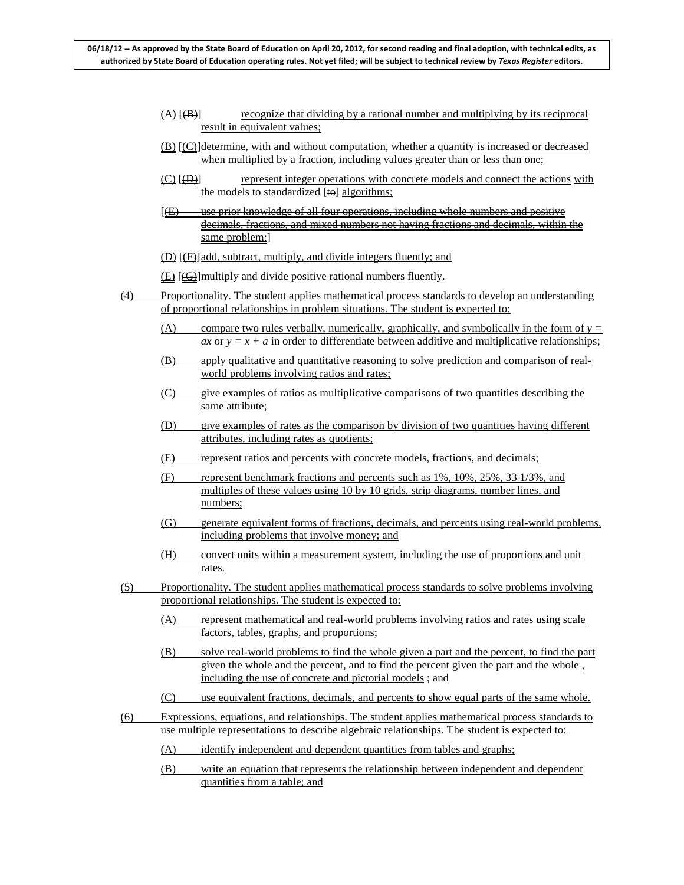(A) [(B)] recognize that dividing by a rational number and multiplying by its reciprocal result in equivalent values;

(B) [(C)] determine, with and without computation, whether a quantity is increased or decreased when multiplied by a fraction, including values greater than or less than one;

(C) [(D)] represent integer operations with concrete models and connect the actions with the models to standardized [to] algorithms;

[(E) use prior knowledge of all four operations, including whole numbers and positive decimals, fractions, and mixed numbers not having fractions and decimals, within the same problem;]

(D) [(F)] add, subtract, multiply, and divide integers fluently; and

(E) [(G)] multiply and divide positive rational numbers fluently.

(4) Proportionality. The student applies mathematical process standards to develop an understanding of proportional relationships in problem situations. The student is expected to:

(A) compare two rules verbally, numerically, graphically, and symbolically in the form of $y = ax$ or $y = x + a$ in order to differentiate between additive and multiplicative relationships;

(B) apply qualitative and quantitative reasoning to solve prediction and comparison of real-world problems involving ratios and rates;

(C) give examples of ratios as multiplicative comparisons of two quantities describing the same attribute;

(D) give examples of rates as the comparison by division of two quantities having different attributes, including rates as quotients;

(E) represent ratios and percents with concrete models, fractions, and decimals;

(F) represent benchmark fractions and percents such as 1%, 10%, 25%, 33 1/3%, and multiples of these values using 10 by 10 grids, strip diagrams, number lines, and numbers;

(G) generate equivalent forms of fractions, decimals, and percents using real-world problems, including problems that involve money; and

(H) convert units within a measurement system, including the use of proportions and unit rates.

(5) Proportionality. The student applies mathematical process standards to solve problems involving proportional relationships. The student is expected to:

(A) represent mathematical and real-world problems involving ratios and rates using scale factors, tables, graphs, and proportions;

(B) solve real-world problems to find the whole given a part and the percent, to find the part given the whole and the percent, and to find the percent given the part and the whole, including the use of concrete and pictorial models ; and

(C) use equivalent fractions, decimals, and percents to show equal parts of the same whole.

(6) Expressions, equations, and relationships. The student applies mathematical process standards to use multiple representations to describe algebraic relationships. The student is expected to:

(A) identify independent and dependent quantities from tables and graphs;

(B) write an equation that represents the relationship between independent and dependent quantities from a table; and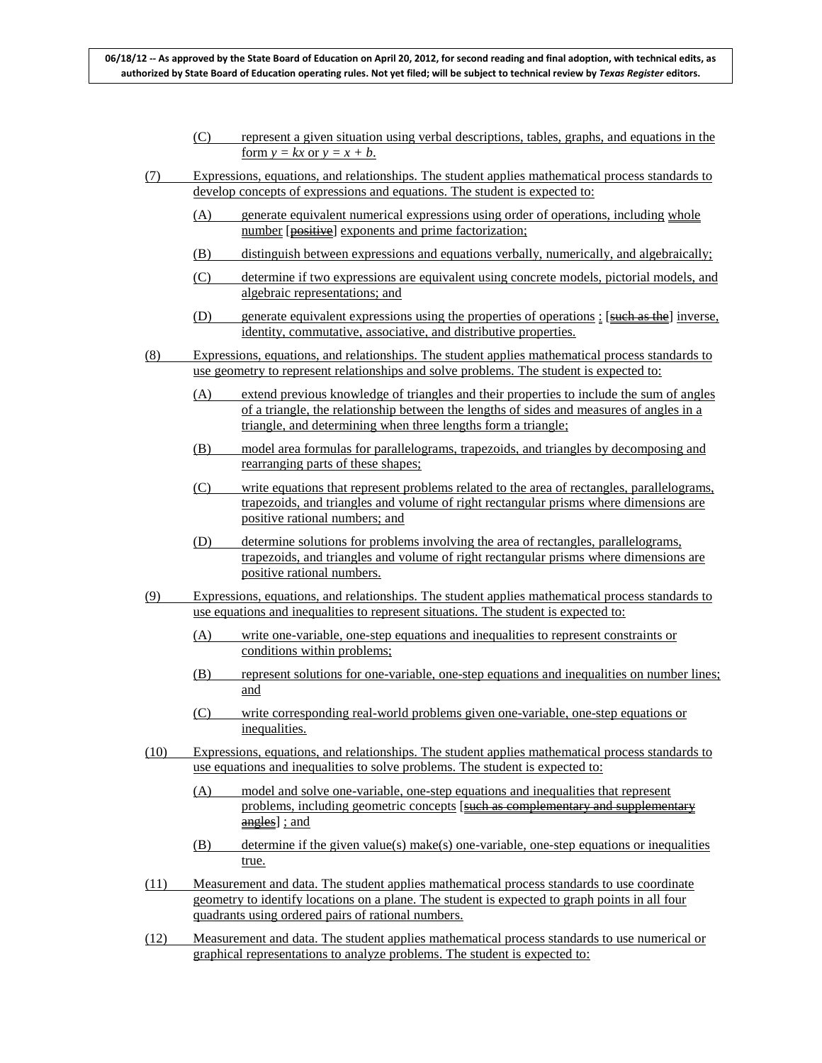(C) represent a given situation using verbal descriptions, tables, graphs, and equations in the form $y = kx$ or $y = x + b$.

(7) Expressions, equations, and relationships. The student applies mathematical process standards to develop concepts of expressions and equations. The student is expected to:

(A) generate equivalent numerical expressions using order of operations, including whole number [~~positive~~] exponents and prime factorization;

(B) distinguish between expressions and equations verbally, numerically, and algebraically;

(C) determine if two expressions are equivalent using concrete models, pictorial models, and algebraic representations; and

(D) generate equivalent expressions using the properties of operations : [~~such as the~~] inverse, identity, commutative, associative, and distributive properties.

(8) Expressions, equations, and relationships. The student applies mathematical process standards to use geometry to represent relationships and solve problems. The student is expected to:

(A) extend previous knowledge of triangles and their properties to include the sum of angles of a triangle, the relationship between the lengths of sides and measures of angles in a triangle, and determining when three lengths form a triangle;

(B) model area formulas for parallelograms, trapezoids, and triangles by decomposing and rearranging parts of these shapes;

(C) write equations that represent problems related to the area of rectangles, parallelograms, trapezoids, and triangles and volume of right rectangular prisms where dimensions are positive rational numbers; and

(D) determine solutions for problems involving the area of rectangles, parallelograms, trapezoids, and triangles and volume of right rectangular prisms where dimensions are positive rational numbers.

(9) Expressions, equations, and relationships. The student applies mathematical process standards to use equations and inequalities to represent situations. The student is expected to:

(A) write one-variable, one-step equations and inequalities to represent constraints or conditions within problems;

(B) represent solutions for one-variable, one-step equations and inequalities on number lines; and

(C) write corresponding real-world problems given one-variable, one-step equations or inequalities.

(10) Expressions, equations, and relationships. The student applies mathematical process standards to use equations and inequalities to solve problems. The student is expected to:

(A) model and solve one-variable, one-step equations and inequalities that represent problems, including geometric concepts [~~such as complementary and supplementary angles~~] ; and

(B) determine if the given value(s) make(s) one-variable, one-step equations or inequalities true.

(11) Measurement and data. The student applies mathematical process standards to use coordinate geometry to identify locations on a plane. The student is expected to graph points in all four quadrants using ordered pairs of rational numbers.

(12) Measurement and data. The student applies mathematical process standards to use numerical or graphical representations to analyze problems. The student is expected to: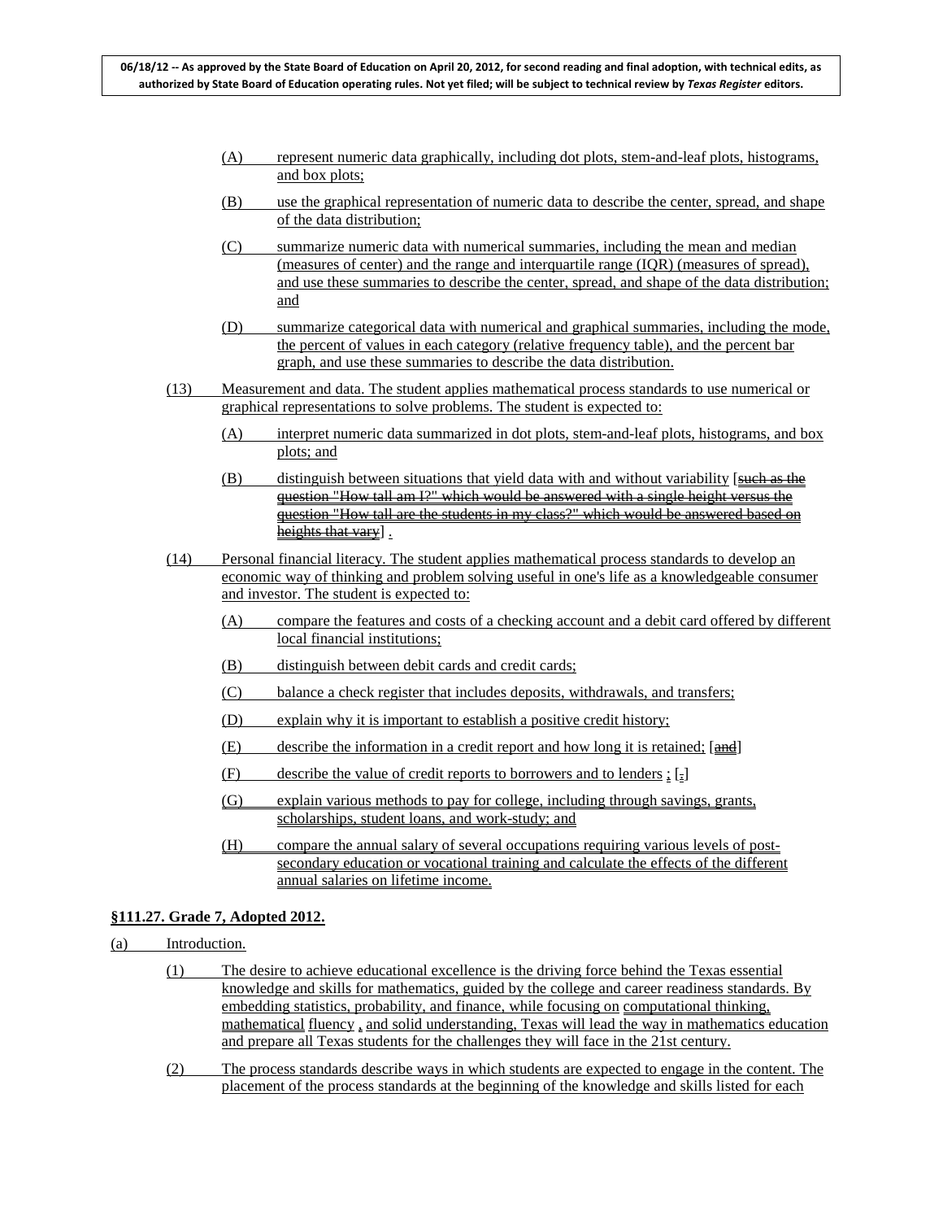(A) represent numeric data graphically, including dot plots, stem-and-leaf plots, histograms, and box plots;

(B) use the graphical representation of numeric data to describe the center, spread, and shape of the data distribution;

(C) summarize numeric data with numerical summaries, including the mean and median (measures of center) and the range and interquartile range (IQR) (measures of spread), and use these summaries to describe the center, spread, and shape of the data distribution; and

(D) summarize categorical data with numerical and graphical summaries, including the mode, the percent of values in each category (relative frequency table), and the percent bar graph, and use these summaries to describe the data distribution.

(13) Measurement and data. The student applies mathematical process standards to use numerical or graphical representations to solve problems. The student is expected to:

(A) interpret numeric data summarized in dot plots, stem-and-leaf plots, histograms, and box plots; and

(B) distinguish between situations that yield data with and without variability [~~such as the question "How tall am I?" which would be answered with a single height versus the question "How tall are the students in my class?" which would be answered based on heights that vary~~] .

(14) Personal financial literacy. The student applies mathematical process standards to develop an economic way of thinking and problem solving useful in one's life as a knowledgeable consumer and investor. The student is expected to:

(A) compare the features and costs of a checking account and a debit card offered by different local financial institutions;

(B) distinguish between debit cards and credit cards;

(C) balance a check register that includes deposits, withdrawals, and transfers;

(D) explain why it is important to establish a positive credit history;

(E) describe the information in a credit report and how long it is retained; [~~and~~]

(F) describe the value of credit reports to borrowers and to lenders ; [~~.~~]

(G) explain various methods to pay for college, including through savings, grants, scholarships, student loans, and work-study; and

(H) compare the annual salary of several occupations requiring various levels of post-secondary education or vocational training and calculate the effects of the different annual salaries on lifetime income.

**§111.27. Grade 7, Adopted 2012.**

(a) Introduction.

(1) The desire to achieve educational excellence is the driving force behind the Texas essential knowledge and skills for mathematics, guided by the college and career readiness standards. By embedding statistics, probability, and finance, while focusing on computational thinking, mathematical fluency , and solid understanding, Texas will lead the way in mathematics education and prepare all Texas students for the challenges they will face in the 21st century.

(2) The process standards describe ways in which students are expected to engage in the content. The placement of the process standards at the beginning of the knowledge and skills listed for each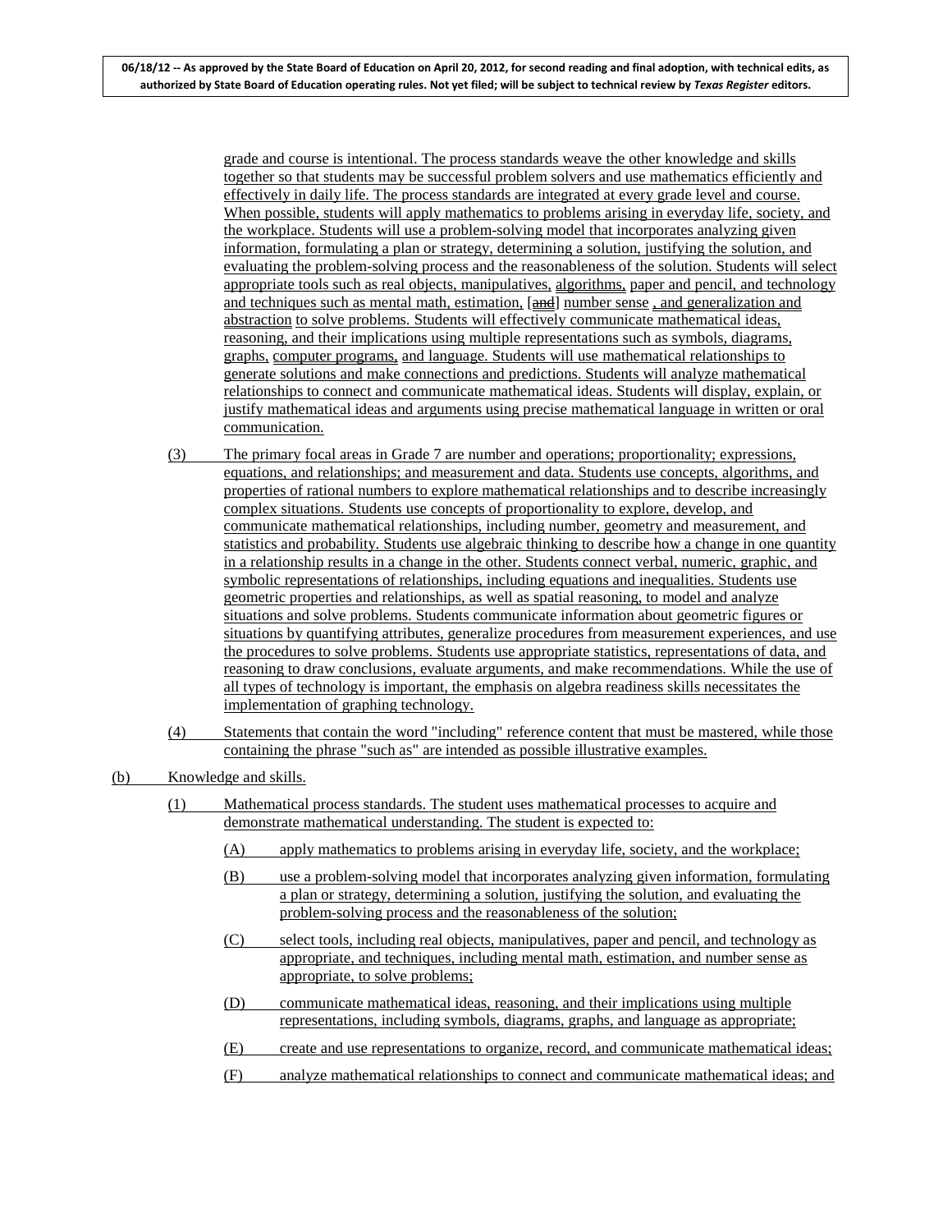grade and course is intentional. The process standards weave the other knowledge and skills together so that students may be successful problem solvers and use mathematics efficiently and effectively in daily life. The process standards are integrated at every grade level and course. When possible, students will apply mathematics to problems arising in everyday life, society, and the workplace. Students will use a problem-solving model that incorporates analyzing given information, formulating a plan or strategy, determining a solution, justifying the solution, and evaluating the problem-solving process and the reasonableness of the solution. Students will select appropriate tools such as real objects, manipulatives, algorithms, paper and pencil, and technology and techniques such as mental math, estimation, [~~and~~] number sense , and generalization and abstraction to solve problems. Students will effectively communicate mathematical ideas, reasoning, and their implications using multiple representations such as symbols, diagrams, graphs, computer programs, and language. Students will use mathematical relationships to generate solutions and make connections and predictions. Students will analyze mathematical relationships to connect and communicate mathematical ideas. Students will display, explain, or justify mathematical ideas and arguments using precise mathematical language in written or oral communication.

(3) The primary focal areas in Grade 7 are number and operations; proportionality; expressions, equations, and relationships; and measurement and data. Students use concepts, algorithms, and properties of rational numbers to explore mathematical relationships and to describe increasingly complex situations. Students use concepts of proportionality to explore, develop, and communicate mathematical relationships, including number, geometry and measurement, and statistics and probability. Students use algebraic thinking to describe how a change in one quantity in a relationship results in a change in the other. Students connect verbal, numeric, graphic, and symbolic representations of relationships, including equations and inequalities. Students use geometric properties and relationships, as well as spatial reasoning, to model and analyze situations and solve problems. Students communicate information about geometric figures or situations by quantifying attributes, generalize procedures from measurement experiences, and use the procedures to solve problems. Students use appropriate statistics, representations of data, and reasoning to draw conclusions, evaluate arguments, and make recommendations. While the use of all types of technology is important, the emphasis on algebra readiness skills necessitates the implementation of graphing technology.

(4) Statements that contain the word "including" reference content that must be mastered, while those containing the phrase "such as" are intended as possible illustrative examples.

(b) Knowledge and skills.

(1) Mathematical process standards. The student uses mathematical processes to acquire and demonstrate mathematical understanding. The student is expected to:

(A) apply mathematics to problems arising in everyday life, society, and the workplace;

(B) use a problem-solving model that incorporates analyzing given information, formulating a plan or strategy, determining a solution, justifying the solution, and evaluating the problem-solving process and the reasonableness of the solution;

(C) select tools, including real objects, manipulatives, paper and pencil, and technology as appropriate, and techniques, including mental math, estimation, and number sense as appropriate, to solve problems;

(D) communicate mathematical ideas, reasoning, and their implications using multiple representations, including symbols, diagrams, graphs, and language as appropriate;

(E) create and use representations to organize, record, and communicate mathematical ideas;

(F) analyze mathematical relationships to connect and communicate mathematical ideas; and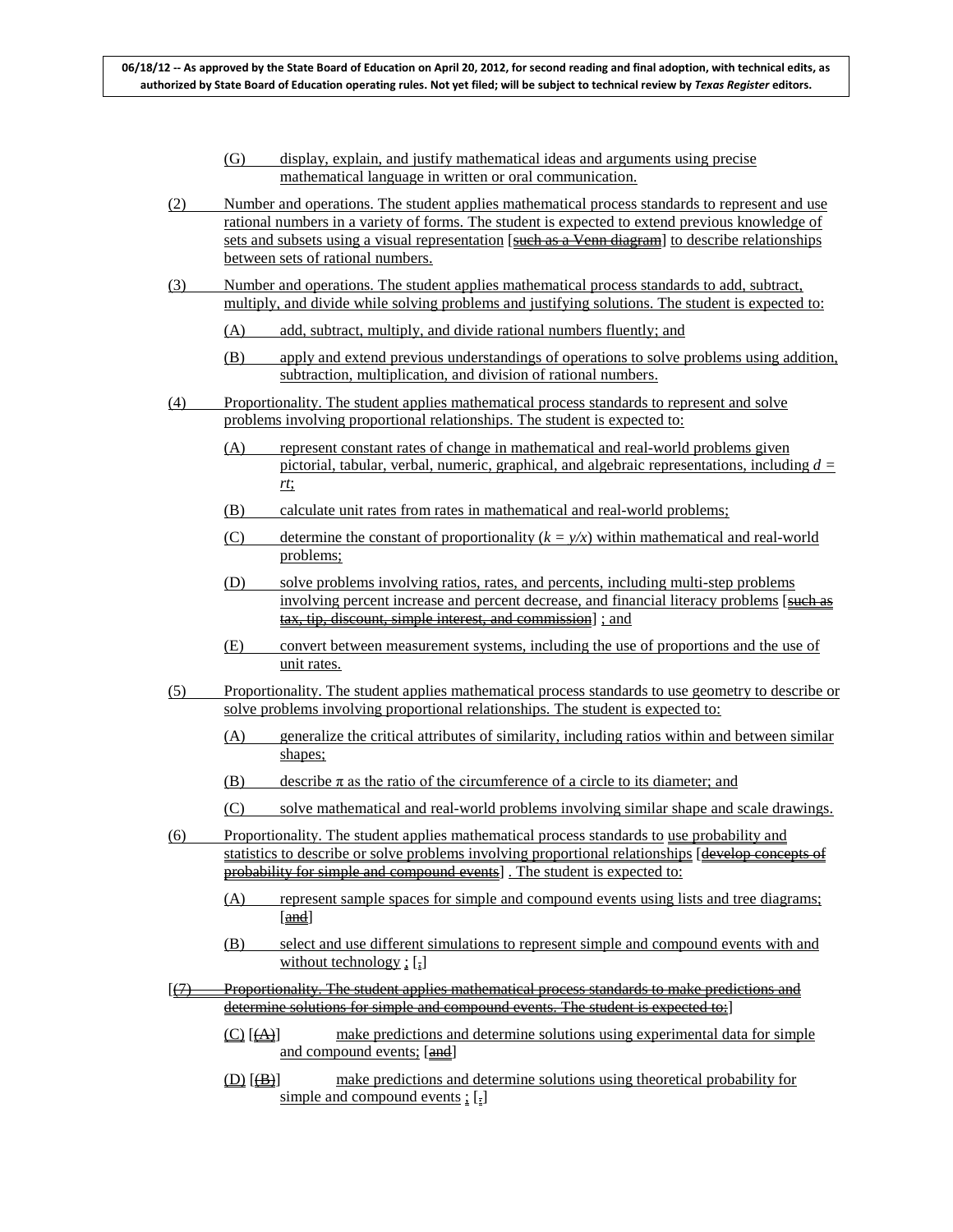06/18/12 -- As approved by the State Board of Education on April 20, 2012, for second reading and final adoption, with technical edits, as authorized by State Board of Education operating rules. Not yet filed; will be subject to technical review by *Texas Register* editors.

(G) display, explain, and justify mathematical ideas and arguments using precise mathematical language in written or oral communication.

(2) Number and operations. The student applies mathematical process standards to represent and use rational numbers in a variety of forms. The student is expected to extend previous knowledge of sets and subsets using a visual representation [~~such as a Venn diagram~~] to describe relationships between sets of rational numbers.

(3) Number and operations. The student applies mathematical process standards to add, subtract, multiply, and divide while solving problems and justifying solutions. The student is expected to:

(A) add, subtract, multiply, and divide rational numbers fluently; and

(B) apply and extend previous understandings of operations to solve problems using addition, subtraction, multiplication, and division of rational numbers.

(4) Proportionality. The student applies mathematical process standards to represent and solve problems involving proportional relationships. The student is expected to:

(A) represent constant rates of change in mathematical and real-world problems given pictorial, tabular, verbal, numeric, graphical, and algebraic representations, including $d = rt$;

(B) calculate unit rates from rates in mathematical and real-world problems;

(C) determine the constant of proportionality ($k = y/x$) within mathematical and real-world problems;

(D) solve problems involving ratios, rates, and percents, including multi-step problems involving percent increase and percent decrease, and financial literacy problems [~~such as tax, tip, discount, simple interest, and commission~~] ; and

(E) convert between measurement systems, including the use of proportions and the use of unit rates.

(5) Proportionality. The student applies mathematical process standards to use geometry to describe or solve problems involving proportional relationships. The student is expected to:

(A) generalize the critical attributes of similarity, including ratios within and between similar shapes;

(B) describe $\pi$ as the ratio of the circumference of a circle to its diameter; and

(C) solve mathematical and real-world problems involving similar shape and scale drawings.

(6) Proportionality. The student applies mathematical process standards to use probability and statistics to describe or solve problems involving proportional relationships [~~develop concepts of probability for simple and compound events~~] . The student is expected to:

(A) represent sample spaces for simple and compound events using lists and tree diagrams; [~~and~~]

(B) select and use different simulations to represent simple and compound events with and without technology ; [~~.~~]

[~~(7) Proportionality. The student applies mathematical process standards to make predictions and determine solutions for simple and compound events. The student is expected to:~~]

(C) [~~(A)~~] make predictions and determine solutions using experimental data for simple and compound events; [~~and~~]

(D) [~~(B)~~] make predictions and determine solutions using theoretical probability for simple and compound events ; [~~.~~]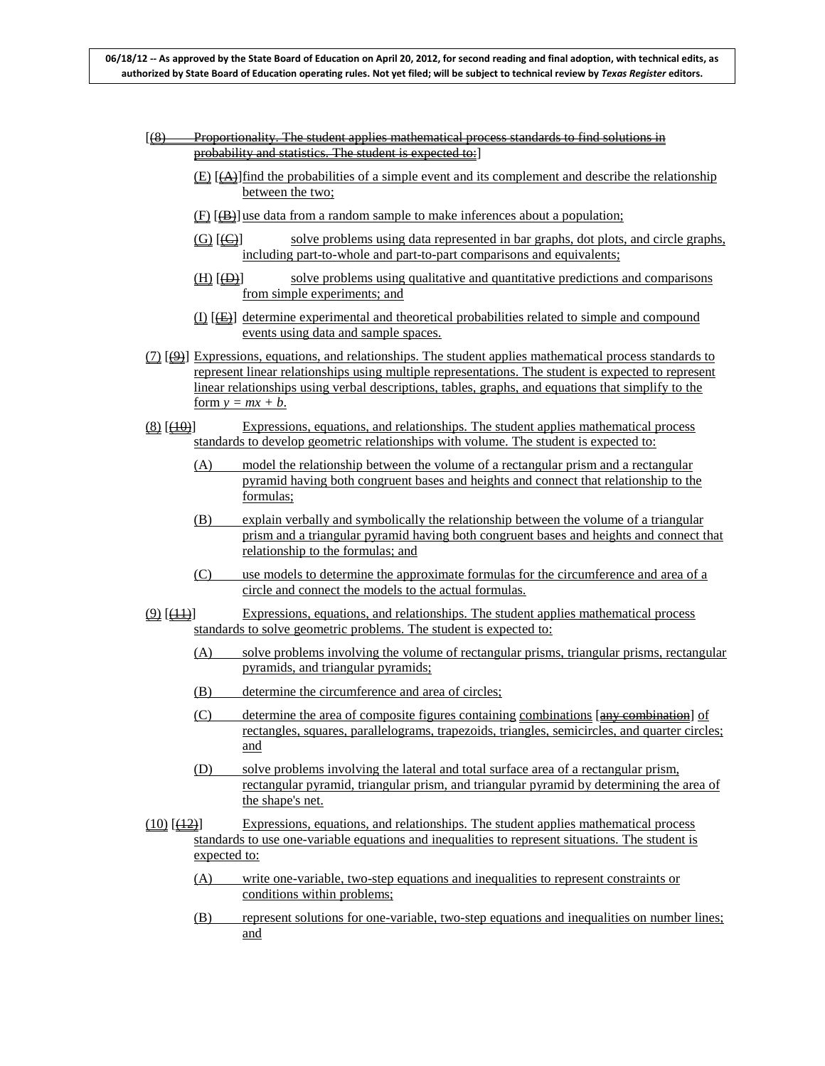[(8) Proportionality. The student applies mathematical process standards to find solutions in probability and statistics. The student is expected to:]

(E) [(A)] find the probabilities of a simple event and its complement and describe the relationship between the two;

(F) [(B)] use data from a random sample to make inferences about a population;

(G) [(C)] solve problems using data represented in bar graphs, dot plots, and circle graphs, including part-to-whole and part-to-part comparisons and equivalents;

(H) [(D)] solve problems using qualitative and quantitative predictions and comparisons from simple experiments; and

(I) [(E)] determine experimental and theoretical probabilities related to simple and compound events using data and sample spaces.

(7) [(9)] Expressions, equations, and relationships. The student applies mathematical process standards to represent linear relationships using multiple representations. The student is expected to represent linear relationships using verbal descriptions, tables, graphs, and equations that simplify to the form $y = mx + b$.

(8) [(10)] Expressions, equations, and relationships. The student applies mathematical process standards to develop geometric relationships with volume. The student is expected to:

(A) model the relationship between the volume of a rectangular prism and a rectangular pyramid having both congruent bases and heights and connect that relationship to the formulas;

(B) explain verbally and symbolically the relationship between the volume of a triangular prism and a triangular pyramid having both congruent bases and heights and connect that relationship to the formulas; and

(C) use models to determine the approximate formulas for the circumference and area of a circle and connect the models to the actual formulas.

(9) [(11)] Expressions, equations, and relationships. The student applies mathematical process standards to solve geometric problems. The student is expected to:

(A) solve problems involving the volume of rectangular prisms, triangular prisms, rectangular pyramids, and triangular pyramids;

(B) determine the circumference and area of circles;

(C) determine the area of composite figures containing combinations [any combination] of rectangles, squares, parallelograms, trapezoids, triangles, semicircles, and quarter circles; and

(D) solve problems involving the lateral and total surface area of a rectangular prism, rectangular pyramid, triangular prism, and triangular pyramid by determining the area of the shape's net.

(10) [(12)] Expressions, equations, and relationships. The student applies mathematical process standards to use one-variable equations and inequalities to represent situations. The student is expected to:

(A) write one-variable, two-step equations and inequalities to represent constraints or conditions within problems;

(B) represent solutions for one-variable, two-step equations and inequalities on number lines; and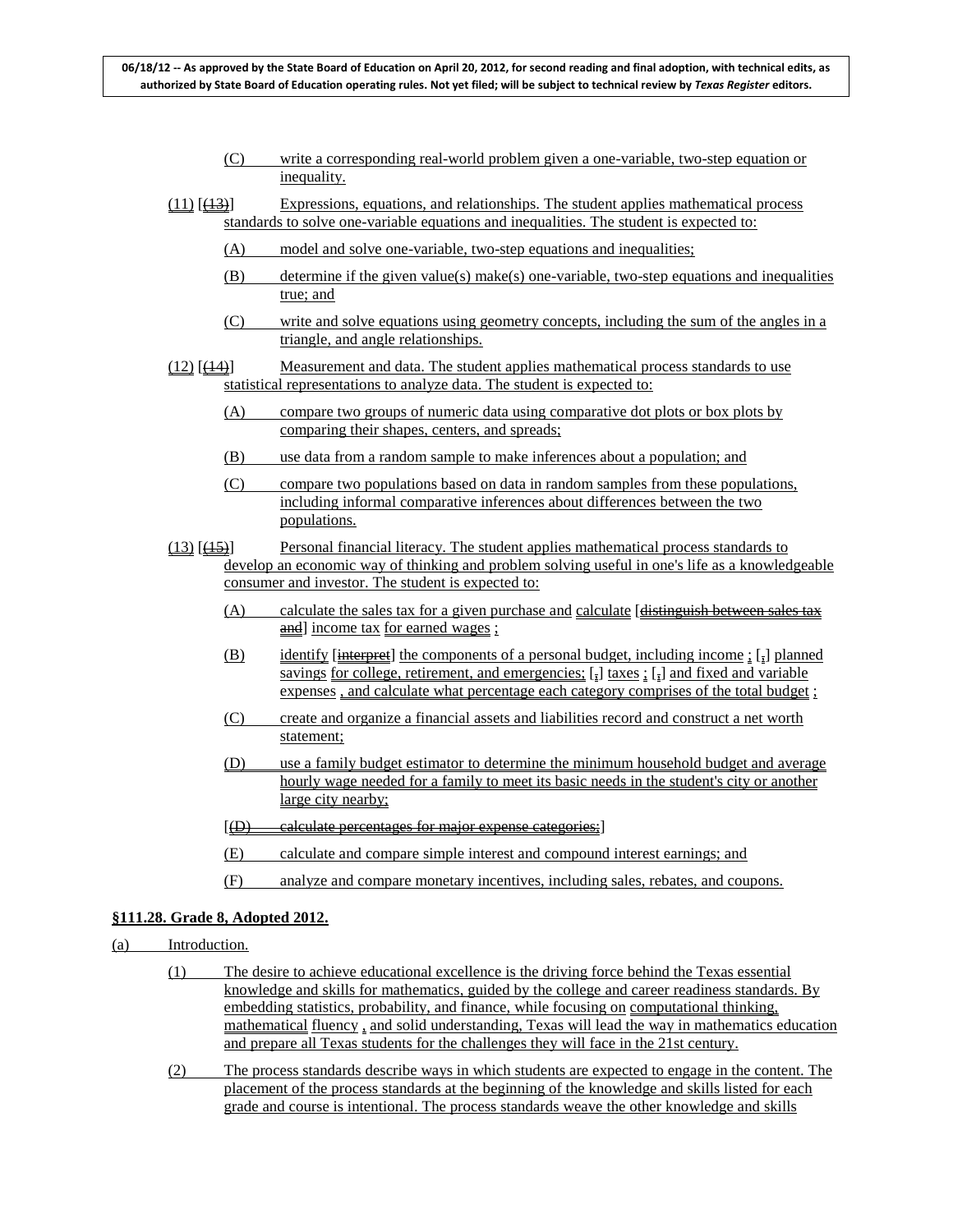(C) write a corresponding real-world problem given a one-variable, two-step equation or inequality.

(11) [(13)] Expressions, equations, and relationships. The student applies mathematical process standards to solve one-variable equations and inequalities. The student is expected to:

(A) model and solve one-variable, two-step equations and inequalities;

(B) determine if the given value(s) make(s) one-variable, two-step equations and inequalities true; and

(C) write and solve equations using geometry concepts, including the sum of the angles in a triangle, and angle relationships.

(12) [(14)] Measurement and data. The student applies mathematical process standards to use statistical representations to analyze data. The student is expected to:

(A) compare two groups of numeric data using comparative dot plots or box plots by comparing their shapes, centers, and spreads;

(B) use data from a random sample to make inferences about a population; and

(C) compare two populations based on data in random samples from these populations, including informal comparative inferences about differences between the two populations.

(13) [(15)] Personal financial literacy. The student applies mathematical process standards to develop an economic way of thinking and problem solving useful in one's life as a knowledgeable consumer and investor. The student is expected to:

(A) calculate the sales tax for a given purchase and calculate [~~distinguish between sales tax and~~] income tax for earned wages ;

(B) identify [~~interpret~~] the components of a personal budget, including income ; [~~,~~] planned savings for college, retirement, and emergencies; [~~,~~] taxes ; [~~,~~] and fixed and variable expenses , and calculate what percentage each category comprises of the total budget ;

(C) create and organize a financial assets and liabilities record and construct a net worth statement;

(D) use a family budget estimator to determine the minimum household budget and average hourly wage needed for a family to meet its basic needs in the student's city or another large city nearby;

[~~(D) calculate percentages for major expense categories;~~]

(E) calculate and compare simple interest and compound interest earnings; and

(F) analyze and compare monetary incentives, including sales, rebates, and coupons.

**§111.28. Grade 8, Adopted 2012.**

(a) Introduction.

(1) The desire to achieve educational excellence is the driving force behind the Texas essential knowledge and skills for mathematics, guided by the college and career readiness standards. By embedding statistics, probability, and finance, while focusing on computational thinking, mathematical fluency , and solid understanding, Texas will lead the way in mathematics education and prepare all Texas students for the challenges they will face in the 21st century.

(2) The process standards describe ways in which students are expected to engage in the content. The placement of the process standards at the beginning of the knowledge and skills listed for each grade and course is intentional. The process standards weave the other knowledge and skills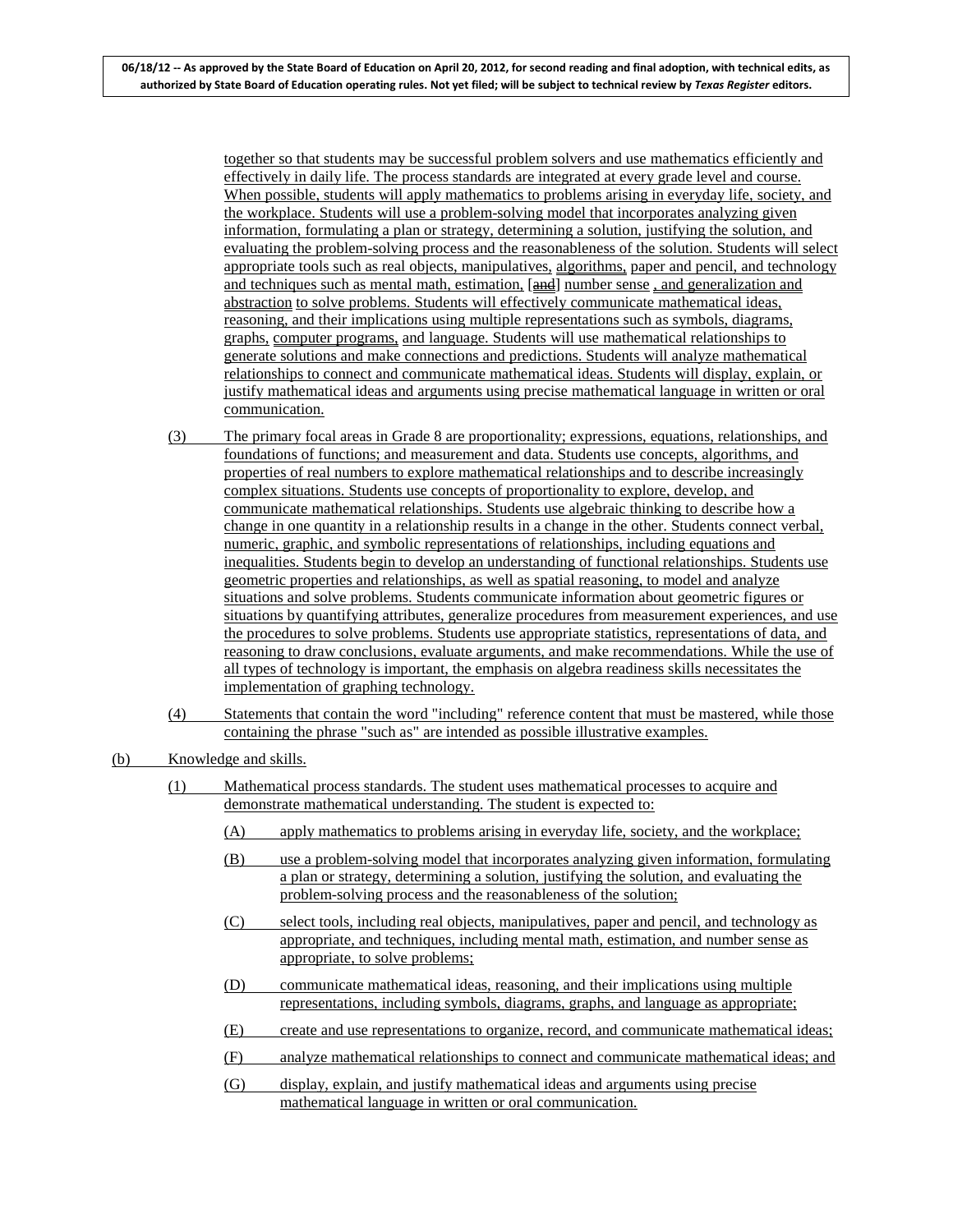together so that students may be successful problem solvers and use mathematics efficiently and effectively in daily life. The process standards are integrated at every grade level and course. When possible, students will apply mathematics to problems arising in everyday life, society, and the workplace. Students will use a problem-solving model that incorporates analyzing given information, formulating a plan or strategy, determining a solution, justifying the solution, and evaluating the problem-solving process and the reasonableness of the solution. Students will select appropriate tools such as real objects, manipulatives, algorithms, paper and pencil, and technology and techniques such as mental math, estimation, [~~and~~] number sense , and generalization and abstraction to solve problems. Students will effectively communicate mathematical ideas, reasoning, and their implications using multiple representations such as symbols, diagrams, graphs, computer programs, and language. Students will use mathematical relationships to generate solutions and make connections and predictions. Students will analyze mathematical relationships to connect and communicate mathematical ideas. Students will display, explain, or justify mathematical ideas and arguments using precise mathematical language in written or oral communication.

(3) The primary focal areas in Grade 8 are proportionality; expressions, equations, relationships, and foundations of functions; and measurement and data. Students use concepts, algorithms, and properties of real numbers to explore mathematical relationships and to describe increasingly complex situations. Students use concepts of proportionality to explore, develop, and communicate mathematical relationships. Students use algebraic thinking to describe how a change in one quantity in a relationship results in a change in the other. Students connect verbal, numeric, graphic, and symbolic representations of relationships, including equations and inequalities. Students begin to develop an understanding of functional relationships. Students use geometric properties and relationships, as well as spatial reasoning, to model and analyze situations and solve problems. Students communicate information about geometric figures or situations by quantifying attributes, generalize procedures from measurement experiences, and use the procedures to solve problems. Students use appropriate statistics, representations of data, and reasoning to draw conclusions, evaluate arguments, and make recommendations. While the use of all types of technology is important, the emphasis on algebra readiness skills necessitates the implementation of graphing technology.

(4) Statements that contain the word "including" reference content that must be mastered, while those containing the phrase "such as" are intended as possible illustrative examples.

(b) Knowledge and skills.

(1) Mathematical process standards. The student uses mathematical processes to acquire and demonstrate mathematical understanding. The student is expected to:

(A) apply mathematics to problems arising in everyday life, society, and the workplace;

(B) use a problem-solving model that incorporates analyzing given information, formulating a plan or strategy, determining a solution, justifying the solution, and evaluating the problem-solving process and the reasonableness of the solution;

(C) select tools, including real objects, manipulatives, paper and pencil, and technology as appropriate, and techniques, including mental math, estimation, and number sense as appropriate, to solve problems;

(D) communicate mathematical ideas, reasoning, and their implications using multiple representations, including symbols, diagrams, graphs, and language as appropriate;

(E) create and use representations to organize, record, and communicate mathematical ideas;

(F) analyze mathematical relationships to connect and communicate mathematical ideas; and

(G) display, explain, and justify mathematical ideas and arguments using precise mathematical language in written or oral communication.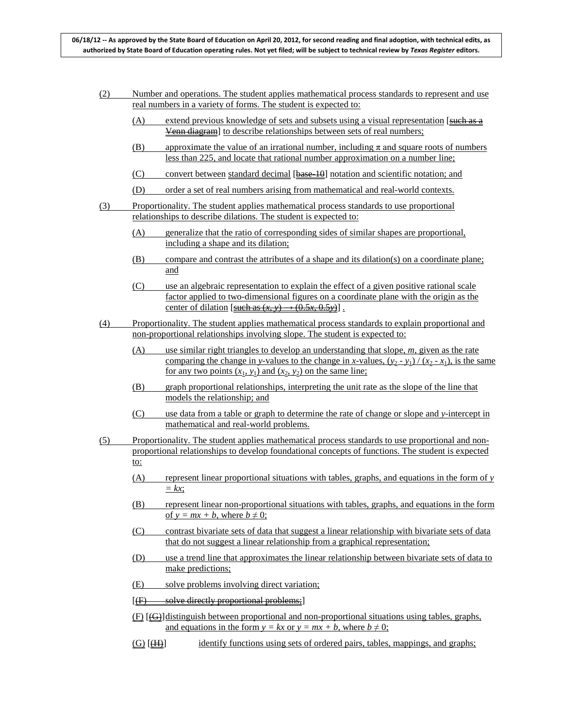06/18/12 -- As approved by the State Board of Education on April 20, 2012, for second reading and final adoption, with technical edits, as authorized by State Board of Education operating rules. Not yet filed; will be subject to technical review by *Texas Register* editors.

(2) Number and operations. The student applies mathematical process standards to represent and use real numbers in a variety of forms. The student is expected to:

(A) extend previous knowledge of sets and subsets using a visual representation [~~such as a Venn diagram~~] to describe relationships between sets of real numbers;

(B) approximate the value of an irrational number, including $\pi$ and square roots of numbers less than 225, and locate that rational number approximation on a number line;

(C) convert between standard decimal [~~base-10~~] notation and scientific notation; and

(D) order a set of real numbers arising from mathematical and real-world contexts.

(3) Proportionality. The student applies mathematical process standards to use proportional relationships to describe dilations. The student is expected to:

(A) generalize that the ratio of corresponding sides of similar shapes are proportional, including a shape and its dilation;

(B) compare and contrast the attributes of a shape and its dilation(s) on a coordinate plane; and

(C) use an algebraic representation to explain the effect of a given positive rational scale factor applied to two-dimensional figures on a coordinate plane with the origin as the center of dilation [~~such as $(x, y) \rightarrow (0.5x, 0.5y)$~~] .

(4) Proportionality. The student applies mathematical process standards to explain proportional and non-proportional relationships involving slope. The student is expected to:

(A) use similar right triangles to develop an understanding that slope, $m$, given as the rate comparing the change in $y$-values to the change in $x$-values, $(y_2 - y_1) / (x_2 - x_1)$, is the same for any two points $(x_1, y_1)$ and $(x_2, y_2)$ on the same line;

(B) graph proportional relationships, interpreting the unit rate as the slope of the line that models the relationship; and

(C) use data from a table or graph to determine the rate of change or slope and $y$-intercept in mathematical and real-world problems.

(5) Proportionality. The student applies mathematical process standards to use proportional and non-proportional relationships to develop foundational concepts of functions. The student is expected to:

(A) represent linear proportional situations with tables, graphs, and equations in the form of $y = kx$;

(B) represent linear non-proportional situations with tables, graphs, and equations in the form of $y = mx + b$, where $b \neq 0$;

(C) contrast bivariate sets of data that suggest a linear relationship with bivariate sets of data that do not suggest a linear relationship from a graphical representation;

(D) use a trend line that approximates the linear relationship between bivariate sets of data to make predictions;

(E) solve problems involving direct variation;

[~~(F) solve directly proportional problems;~~]

(F) [~~(G)~~] distinguish between proportional and non-proportional situations using tables, graphs, and equations in the form $y = kx$ or $y = mx + b$, where $b \neq 0$;

(G) [~~(H)~~] identify functions using sets of ordered pairs, tables, mappings, and graphs;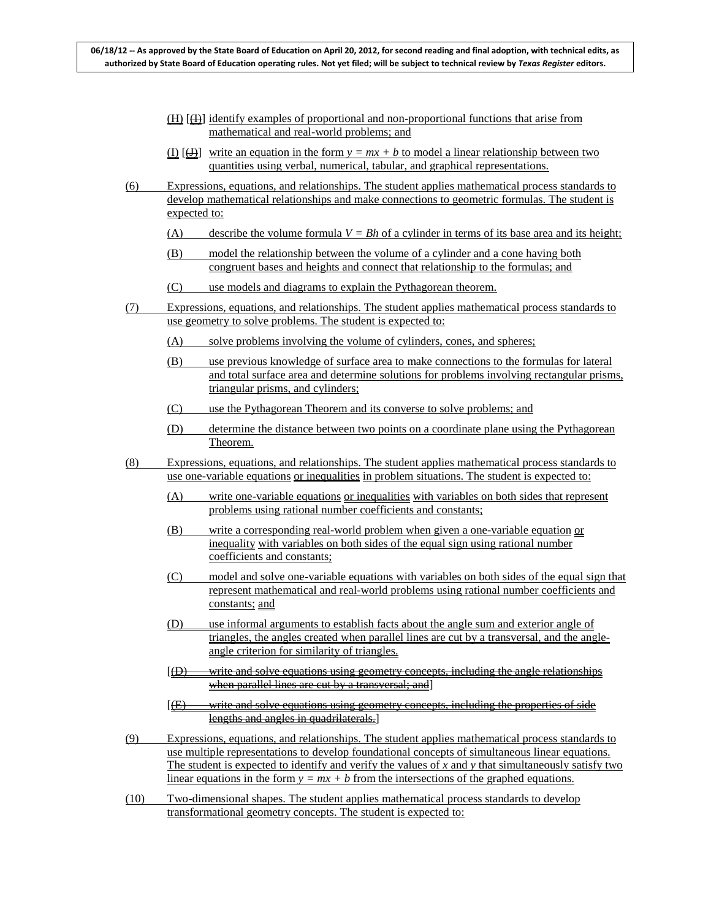(H) [(I)] identify examples of proportional and non-proportional functions that arise from mathematical and real-world problems; and

(I) [(J)] write an equation in the form $y = mx + b$ to model a linear relationship between two quantities using verbal, numerical, tabular, and graphical representations.

(6) Expressions, equations, and relationships. The student applies mathematical process standards to develop mathematical relationships and make connections to geometric formulas. The student is expected to:

(A) describe the volume formula $V = Bh$ of a cylinder in terms of its base area and its height;

(B) model the relationship between the volume of a cylinder and a cone having both congruent bases and heights and connect that relationship to the formulas; and

(C) use models and diagrams to explain the Pythagorean theorem.

(7) Expressions, equations, and relationships. The student applies mathematical process standards to use geometry to solve problems. The student is expected to:

(A) solve problems involving the volume of cylinders, cones, and spheres;

(B) use previous knowledge of surface area to make connections to the formulas for lateral and total surface area and determine solutions for problems involving rectangular prisms, triangular prisms, and cylinders;

(C) use the Pythagorean Theorem and its converse to solve problems; and

(D) determine the distance between two points on a coordinate plane using the Pythagorean Theorem.

(8) Expressions, equations, and relationships. The student applies mathematical process standards to use one-variable equations or inequalities in problem situations. The student is expected to:

(A) write one-variable equations or inequalities with variables on both sides that represent problems using rational number coefficients and constants;

(B) write a corresponding real-world problem when given a one-variable equation or inequality with variables on both sides of the equal sign using rational number coefficients and constants;

(C) model and solve one-variable equations with variables on both sides of the equal sign that represent mathematical and real-world problems using rational number coefficients and constants; and

(D) use informal arguments to establish facts about the angle sum and exterior angle of triangles, the angles created when parallel lines are cut by a transversal, and the angle-angle criterion for similarity of triangles.

[~~(D) write and solve equations using geometry concepts, including the angle relationships when parallel lines are cut by a transversal; and~~]

[~~(E) write and solve equations using geometry concepts, including the properties of side lengths and angles in quadrilaterals.~~]

(9) Expressions, equations, and relationships. The student applies mathematical process standards to use multiple representations to develop foundational concepts of simultaneous linear equations. The student is expected to identify and verify the values of $x$ and $y$ that simultaneously satisfy two linear equations in the form $y = mx + b$ from the intersections of the graphed equations.

(10) Two-dimensional shapes. The student applies mathematical process standards to develop transformational geometry concepts. The student is expected to: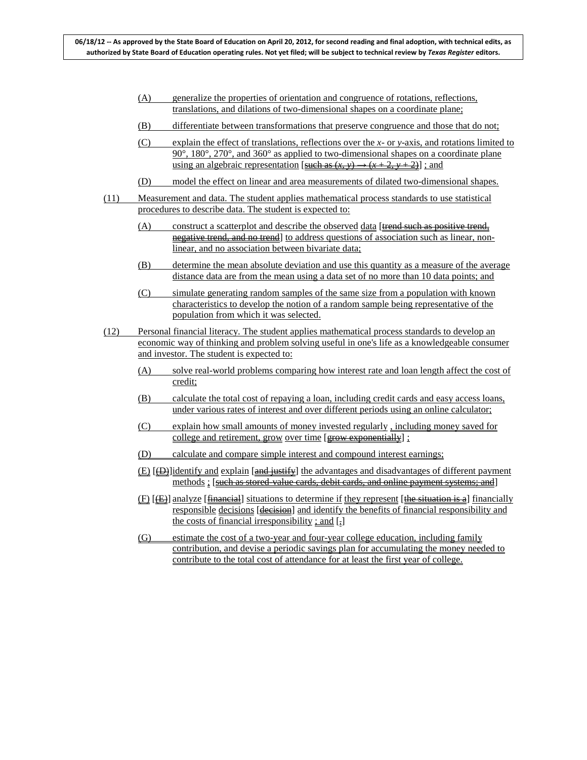(A) generalize the properties of orientation and congruence of rotations, reflections, translations, and dilations of two-dimensional shapes on a coordinate plane;

(B) differentiate between transformations that preserve congruence and those that do not;

(C) explain the effect of translations, reflections over the $x$- or $y$-axis, and rotations limited to 90°, 180°, 270°, and 360° as applied to two-dimensional shapes on a coordinate plane using an algebraic representation [~~such as $(x, y) \rightarrow (x + 2, y + 2)$~~] ; and

(D) model the effect on linear and area measurements of dilated two-dimensional shapes.

(11) Measurement and data. The student applies mathematical process standards to use statistical procedures to describe data. The student is expected to:

(A) construct a scatterplot and describe the observed data [~~trend such as positive trend, negative trend, and no trend~~] to address questions of association such as linear, non-linear, and no association between bivariate data;

(B) determine the mean absolute deviation and use this quantity as a measure of the average distance data are from the mean using a data set of no more than 10 data points; and

(C) simulate generating random samples of the same size from a population with known characteristics to develop the notion of a random sample being representative of the population from which it was selected.

(12) Personal financial literacy. The student applies mathematical process standards to develop an economic way of thinking and problem solving useful in one's life as a knowledgeable consumer and investor. The student is expected to:

(A) solve real-world problems comparing how interest rate and loan length affect the cost of credit;

(B) calculate the total cost of repaying a loan, including credit cards and easy access loans, under various rates of interest and over different periods using an online calculator;

(C) explain how small amounts of money invested regularly , including money saved for college and retirement, grow over time [~~grow exponentially~~] ;

(D) calculate and compare simple interest and compound interest earnings;

(E) [~~(D)~~]identify and explain [~~and justify~~] the advantages and disadvantages of different payment methods ; [~~such as stored-value cards, debit cards, and online payment systems; and~~]

(F) [~~(E)~~] analyze [~~financial~~] situations to determine if they represent [~~the situation is a~~] financially responsible decisions [~~decision~~] and identify the benefits of financial responsibility and the costs of financial irresponsibility ; and [~~.~~]

(G) estimate the cost of a two-year and four-year college education, including family contribution, and devise a periodic savings plan for accumulating the money needed to contribute to the total cost of attendance for at least the first year of college.